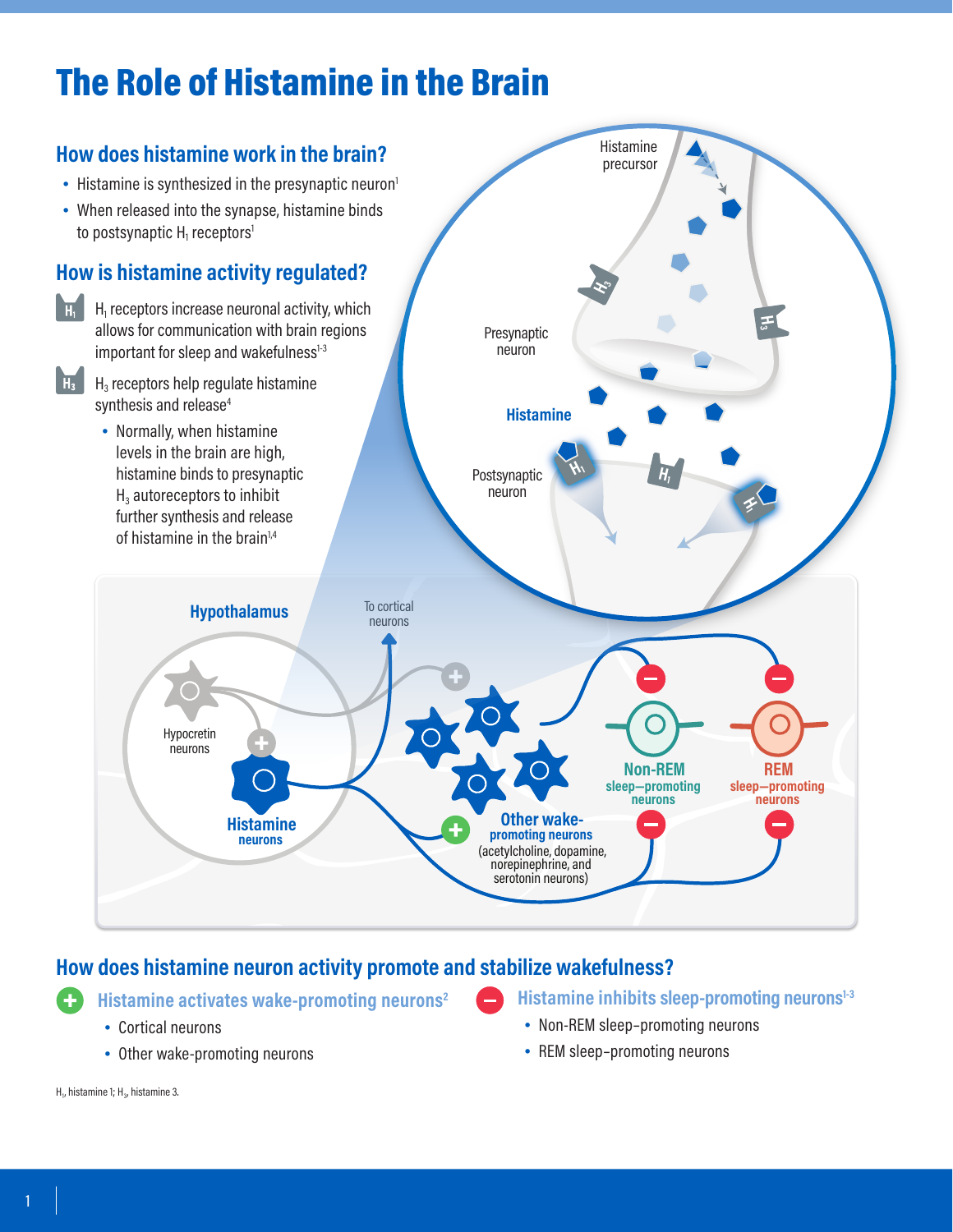# The Role of Histamine in the Brain

## How does histamine work in the brain?

- Histamine is synthesized in the presynaptic neuron[1]
- When released into the synapse, histamine binds to postsynaptic $H_1$ receptors[1]

## How is histamine activity regulated?

$H_1$ receptors increase neuronal activity, which allows for communication with brain regions important for sleep and wakefulness[1-3]

$H_3$ receptors help regulate histamine synthesis and release[4]

- Normally, when histamine levels in the brain are high, histamine binds to presynaptic $H_3$ autoreceptors to inhibit further synthesis and release of histamine in the brain[1,4]

Histamine precursor

Presynaptic neuron

Histamine

Postsynaptic neuron

Hypothalamus

To cortical neurons

Hypocretin neurons

Histamine neurons

Other wake-promoting neurons (acetylcholine, dopamine, norepinephrine, and serotonin neurons)

Non-REM sleep–promoting neurons

REM sleep–promoting neurons

## How does histamine neuron activity promote and stabilize wakefulness?

**Histamine activates wake-promoting neurons[2]**

- Cortical neurons
- Other wake-promoting neurons

**Histamine inhibits sleep-promoting neurons[1-3]**

- Non-REM sleep–promoting neurons
- REM sleep–promoting neurons

$H_1$, histamine 1; $H_3$, histamine 3.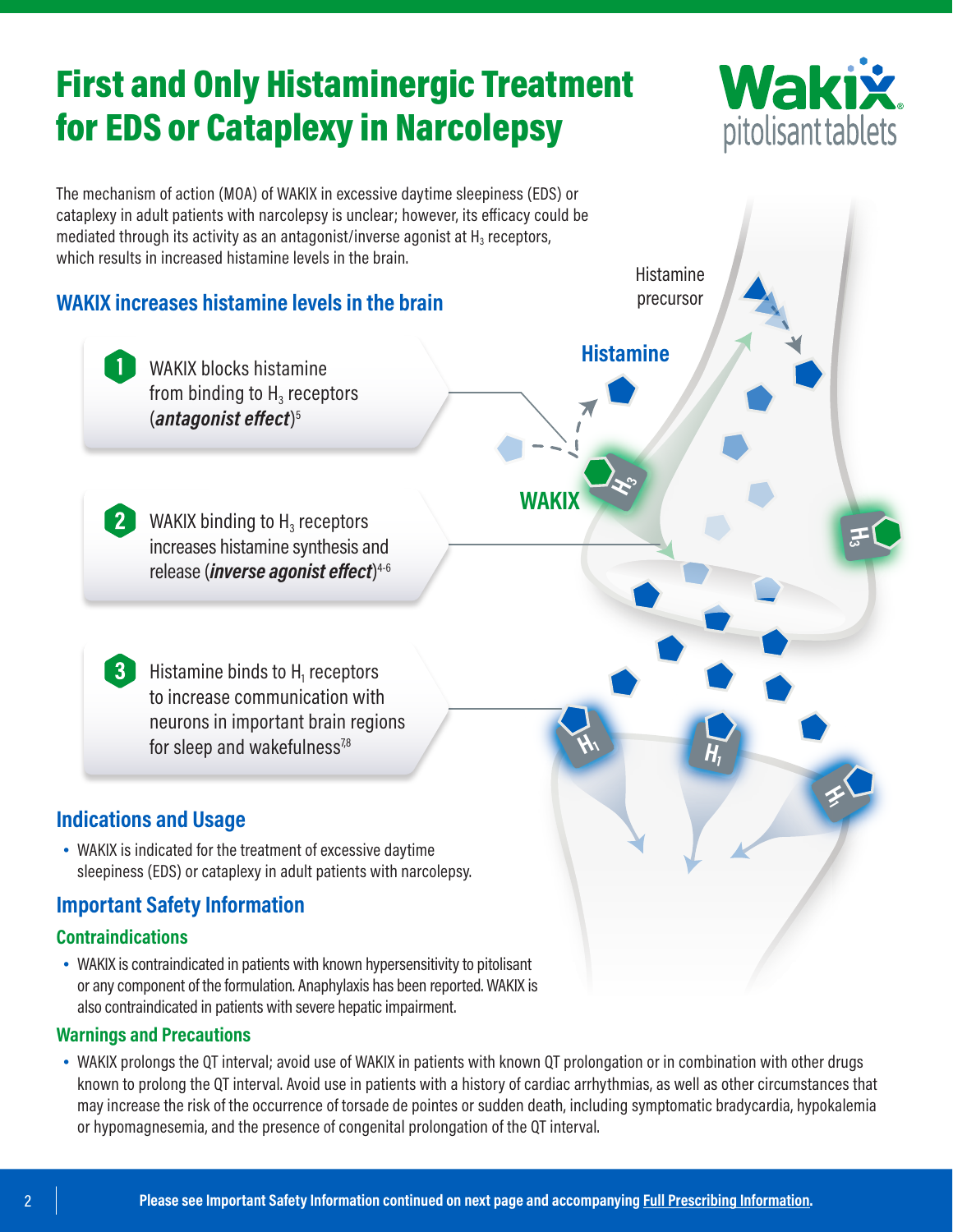# First and Only Histaminergic Treatment for EDS or Cataplexy in Narcolepsy

Wakix® pitolisant tablets

The mechanism of action (MOA) of WAKIX in excessive daytime sleepiness (EDS) or cataplexy in adult patients with narcolepsy is unclear; however, its efficacy could be mediated through its activity as an antagonist/inverse agonist at $H_3$ receptors, which results in increased histamine levels in the brain.

## WAKIX increases histamine levels in the brain

1. WAKIX blocks histamine from binding to $H_3$ receptors (***antagonist effect***)[5]
2. WAKIX binding to $H_3$ receptors increases histamine synthesis and release (***inverse agonist effect***)[4-6]
3. Histamine binds to $H_1$ receptors to increase communication with neurons in important brain regions for sleep and wakefulness[7,8]

Histamine precursor

Histamine

WAKIX

## Indications and Usage

- WAKIX is indicated for the treatment of excessive daytime sleepiness (EDS) or cataplexy in adult patients with narcolepsy.

## Important Safety Information

### Contraindications

- WAKIX is contraindicated in patients with known hypersensitivity to pitolisant or any component of the formulation. Anaphylaxis has been reported. WAKIX is also contraindicated in patients with severe hepatic impairment.

### Warnings and Precautions

- WAKIX prolongs the QT interval; avoid use of WAKIX in patients with known QT prolongation or in combination with other drugs known to prolong the QT interval. Avoid use in patients with a history of cardiac arrhythmias, as well as other circumstances that may increase the risk of the occurrence of torsade de pointes or sudden death, including symptomatic bradycardia, hypokalemia or hypomagnesemia, and the presence of congenital prolongation of the QT interval.

**Please see Important Safety Information continued on next page and accompanying Full Prescribing Information.**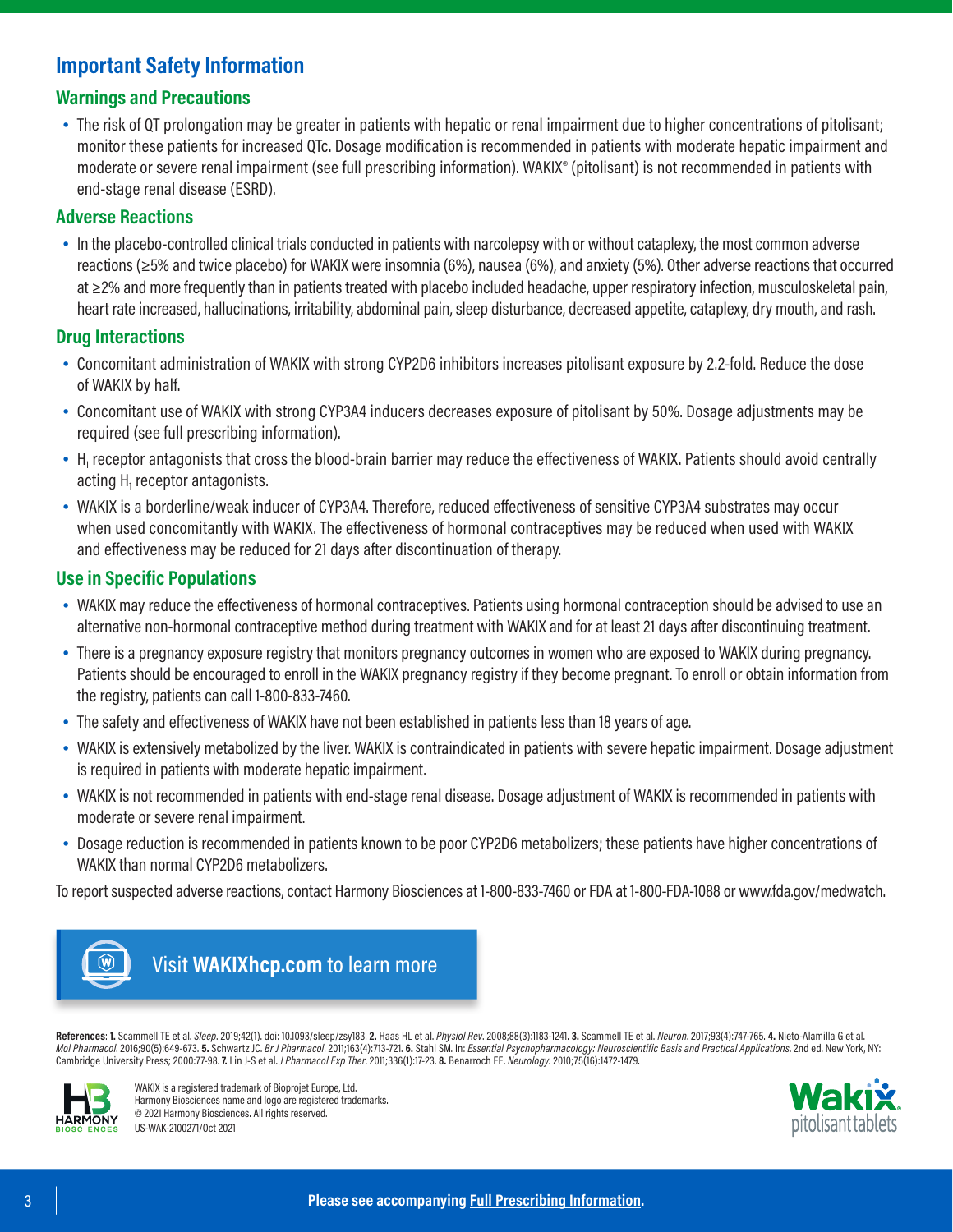## Important Safety Information

### Warnings and Precautions

- The risk of QT prolongation may be greater in patients with hepatic or renal impairment due to higher concentrations of pitolisant; monitor these patients for increased QTc. Dosage modification is recommended in patients with moderate hepatic impairment and moderate or severe renal impairment (see full prescribing information). WAKIX® (pitolisant) is not recommended in patients with end-stage renal disease (ESRD).

### Adverse Reactions

- In the placebo-controlled clinical trials conducted in patients with narcolepsy with or without cataplexy, the most common adverse reactions (≥5% and twice placebo) for WAKIX were insomnia (6%), nausea (6%), and anxiety (5%). Other adverse reactions that occurred at ≥2% and more frequently than in patients treated with placebo included headache, upper respiratory infection, musculoskeletal pain, heart rate increased, hallucinations, irritability, abdominal pain, sleep disturbance, decreased appetite, cataplexy, dry mouth, and rash.

### Drug Interactions

- Concomitant administration of WAKIX with strong CYP2D6 inhibitors increases pitolisant exposure by 2.2-fold. Reduce the dose of WAKIX by half.
- Concomitant use of WAKIX with strong CYP3A4 inducers decreases exposure of pitolisant by 50%. Dosage adjustments may be required (see full prescribing information).
- $H_1$ receptor antagonists that cross the blood-brain barrier may reduce the effectiveness of WAKIX. Patients should avoid centrally acting $H_1$ receptor antagonists.
- WAKIX is a borderline/weak inducer of CYP3A4. Therefore, reduced effectiveness of sensitive CYP3A4 substrates may occur when used concomitantly with WAKIX. The effectiveness of hormonal contraceptives may be reduced when used with WAKIX and effectiveness may be reduced for 21 days after discontinuation of therapy.

### Use in Specific Populations

- WAKIX may reduce the effectiveness of hormonal contraceptives. Patients using hormonal contraception should be advised to use an alternative non-hormonal contraceptive method during treatment with WAKIX and for at least 21 days after discontinuing treatment.
- There is a pregnancy exposure registry that monitors pregnancy outcomes in women who are exposed to WAKIX during pregnancy. Patients should be encouraged to enroll in the WAKIX pregnancy registry if they become pregnant. To enroll or obtain information from the registry, patients can call 1-800-833-7460.
- The safety and effectiveness of WAKIX have not been established in patients less than 18 years of age.
- WAKIX is extensively metabolized by the liver. WAKIX is contraindicated in patients with severe hepatic impairment. Dosage adjustment is required in patients with moderate hepatic impairment.
- WAKIX is not recommended in patients with end-stage renal disease. Dosage adjustment of WAKIX is recommended in patients with moderate or severe renal impairment.
- Dosage reduction is recommended in patients known to be poor CYP2D6 metabolizers; these patients have higher concentrations of WAKIX than normal CYP2D6 metabolizers.

To report suspected adverse reactions, contact Harmony Biosciences at 1-800-833-7460 or FDA at 1-800-FDA-1088 or www.fda.gov/medwatch.

Visit **WAKIXhcp.com** to learn more

**References**: **1.** Scammell TE et al. *Sleep*. 2019;42(1). doi: 10.1093/sleep/zsy183. **2.** Haas HL et al. *Physiol Rev*. 2008;88(3):1183-1241. **3.** Scammell TE et al. *Neuron*. 2017;93(4):747-765. **4.** Nieto-Alamilla G et al. *Mol Pharmacol*. 2016;90(5):649-673. **5.** Schwartz JC. *Br J Pharmacol*. 2011;163(4):713-721. **6.** Stahl SM. In: *Essential Psychopharmacology: Neuroscientific Basis and Practical Applications*. 2nd ed. New York, NY: Cambridge University Press; 2000:77-98. **7.** Lin J-S et al. *J Pharmacol Exp Ther*. 2011;336(1):17-23. **8.** Benarroch EE. *Neurology*. 2010;75(16):1472-1479.

HARMONY BIOSCIENCES

WAKIX is a registered trademark of Bioprojet Europe, Ltd.
Harmony Biosciences name and logo are registered trademarks.
© 2021 Harmony Biosciences. All rights reserved.
US-WAK-2100271/Oct 2021

Wakix pitolisant tablets

**Please see accompanying Full Prescribing Information.**